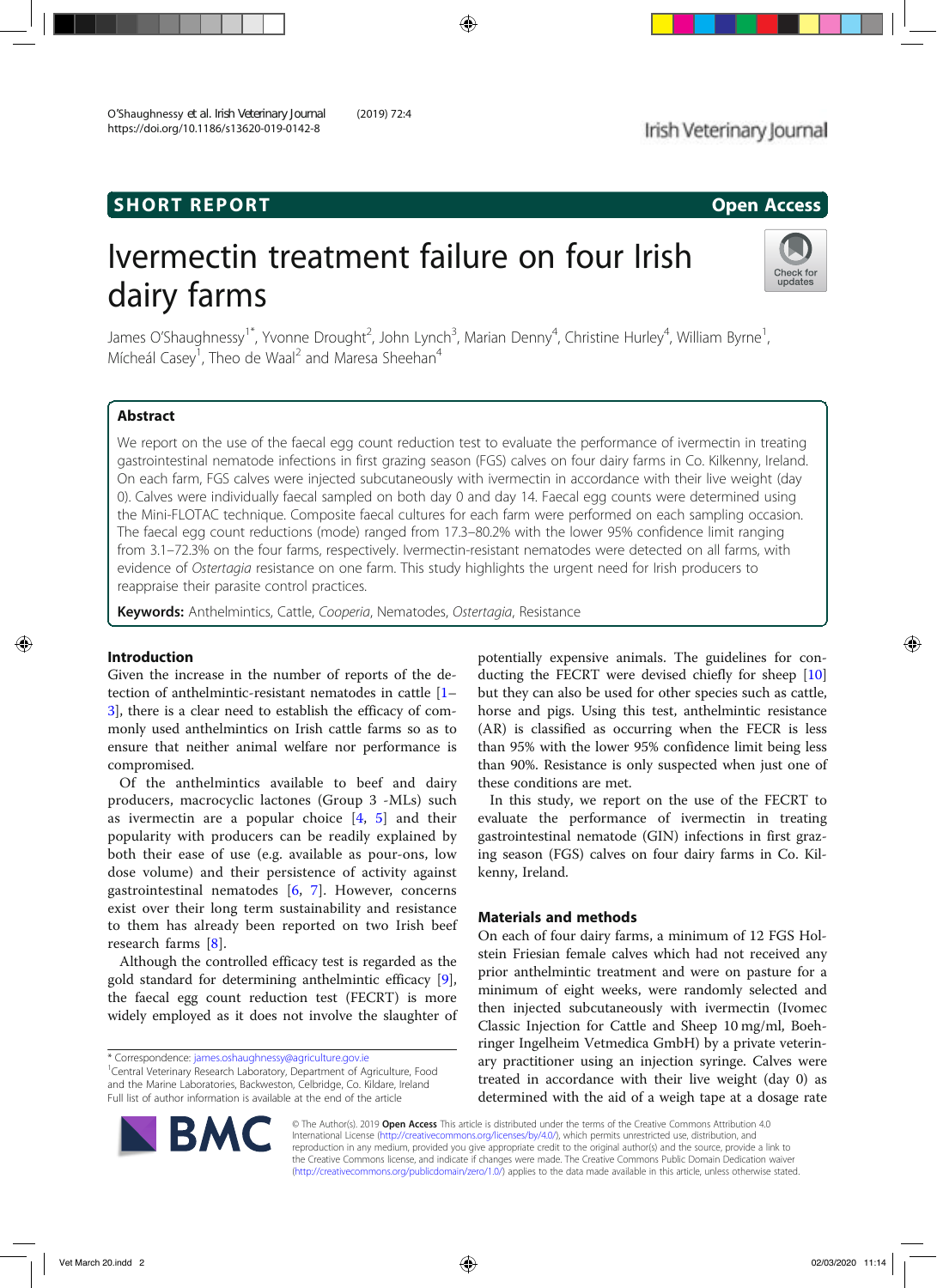**SHORT REPORT** **Open Access**

# Ivermectin treatment failure on four Irish dairy farms

James O'Shaughnessy[1*], Yvonne Drought[2], John Lynch[3], Marian Denny[4], Christine Hurley[4], William Byrne[1], Mícheál Casey[1], Theo de Waal[2] and Maresa Sheehan[4]

## Abstract

We report on the use of the faecal egg count reduction test to evaluate the performance of ivermectin in treating gastrointestinal nematode infections in first grazing season (FGS) calves on four dairy farms in Co. Kilkenny, Ireland. On each farm, FGS calves were injected subcutaneously with ivermectin in accordance with their live weight (day 0). Calves were individually faecal sampled on both day 0 and day 14. Faecal egg counts were determined using the Mini-FLOTAC technique. Composite faecal cultures for each farm were performed on each sampling occasion. The faecal egg count reductions (mode) ranged from 17.3–80.2% with the lower 95% confidence limit ranging from 3.1–72.3% on the four farms, respectively. Ivermectin-resistant nematodes were detected on all farms, with evidence of *Ostertagia* resistance on one farm. This study highlights the urgent need for Irish producers to reappraise their parasite control practices.

**Keywords:** Anthelmintics, Cattle, *Cooperia*, Nematodes, *Ostertagia*, Resistance

## Introduction

Given the increase in the number of reports of the detection of anthelmintic-resistant nematodes in cattle [1–3], there is a clear need to establish the efficacy of commonly used anthelmintics on Irish cattle farms so as to ensure that neither animal welfare nor performance is compromised.

Of the anthelmintics available to beef and dairy producers, macrocyclic lactones (Group 3 -MLs) such as ivermectin are a popular choice [4, 5] and their popularity with producers can be readily explained by both their ease of use (e.g. available as pour-ons, low dose volume) and their persistence of activity against gastrointestinal nematodes [6, 7]. However, concerns exist over their long term sustainability and resistance to them has already been reported on two Irish beef research farms [8].

Although the controlled efficacy test is regarded as the gold standard for determining anthelmintic efficacy [9], the faecal egg count reduction test (FECRT) is more widely employed as it does not involve the slaughter of potentially expensive animals. The guidelines for conducting the FECRT were devised chiefly for sheep [10] but they can also be used for other species such as cattle, horse and pigs. Using this test, anthelmintic resistance (AR) is classified as occurring when the FECR is less than 95% with the lower 95% confidence limit being less than 90%. Resistance is only suspected when just one of these conditions are met.

In this study, we report on the use of the FECRT to evaluate the performance of ivermectin in treating gastrointestinal nematode (GIN) infections in first grazing season (FGS) calves on four dairy farms in Co. Kilkenny, Ireland.

## Materials and methods

On each of four dairy farms, a minimum of 12 FGS Holstein Friesian female calves which had not received any prior anthelmintic treatment and were on pasture for a minimum of eight weeks, were randomly selected and then injected subcutaneously with ivermectin (Ivomec Classic Injection for Cattle and Sheep 10 mg/ml, Boehringer Ingelheim Vetmedica GmbH) by a private veterinary practitioner using an injection syringe. Calves were treated in accordance with their live weight (day 0) as determined with the aid of a weigh tape at a dosage rate

\* Correspondence: james.oshaughnessy@agriculture.gov.ie
[1]Central Veterinary Research Laboratory, Department of Agriculture, Food and the Marine Laboratories, Backweston, Celbridge, Co. Kildare, Ireland
Full list of author information is available at the end of the article

© The Author(s). 2019 **Open Access** This article is distributed under the terms of the Creative Commons Attribution 4.0 International License (http://creativecommons.org/licenses/by/4.0/), which permits unrestricted use, distribution, and reproduction in any medium, provided you give appropriate credit to the original author(s) and the source, provide a link to the Creative Commons license, and indicate if changes were made. The Creative Commons Public Domain Dedication waiver (http://creativecommons.org/publicdomain/zero/1.0/) applies to the data made available in this article, unless otherwise stated.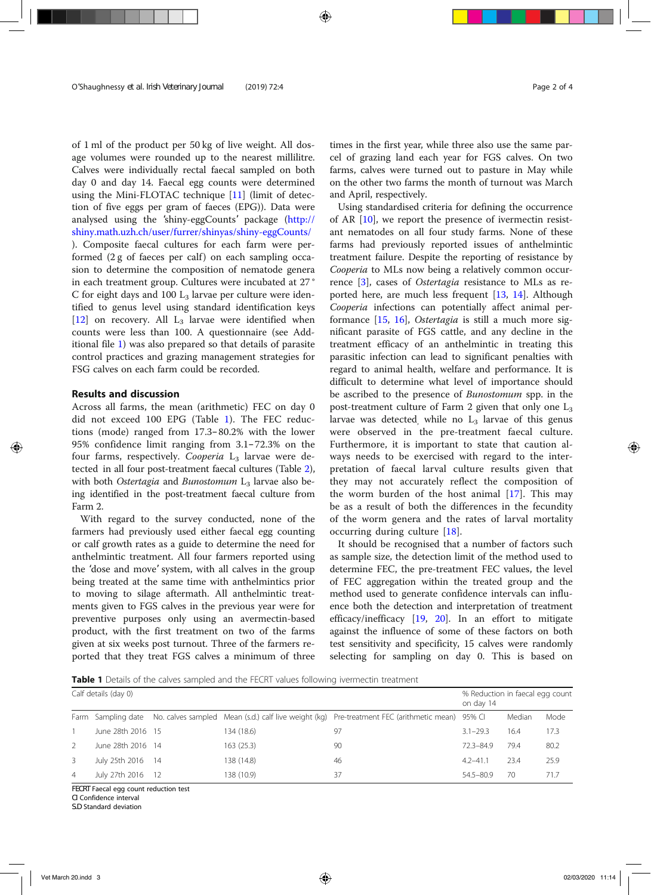of 1 ml of the product per 50 kg of live weight. All dosage volumes were rounded up to the nearest millilitre. Calves were individually rectal faecal sampled on both day 0 and day 14. Faecal egg counts were determined using the Mini-FLOTAC technique [11] (limit of detection of five eggs per gram of faeces (EPG)). Data were analysed using the 'shiny-eggCounts' package (http://shiny.math.uzh.ch/user/furrer/shinyas/shiny-eggCounts/). Composite faecal cultures for each farm were performed (2 g of faeces per calf) on each sampling occasion to determine the composition of nematode genera in each treatment group. Cultures were incubated at 27 ° C for eight days and 100 $L_3$ larvae per culture were identified to genus level using standard identification keys [12] on recovery. All $L_3$ larvae were identified when counts were less than 100. A questionnaire (see Additional file 1) was also prepared so that details of parasite control practices and grazing management strategies for FSG calves on each farm could be recorded.

## Results and discussion

Across all farms, the mean (arithmetic) FEC on day 0 did not exceed 100 EPG (Table 1). The FEC reductions (mode) ranged from 17.3–80.2% with the lower 95% confidence limit ranging from 3.1–72.3% on the four farms, respectively. *Cooperia* $L_3$ larvae were detected in all four post-treatment faecal cultures (Table 2), with both *Ostertagia* and *Bunostomum* $L_3$ larvae also being identified in the post-treatment faecal culture from Farm 2.

With regard to the survey conducted, none of the farmers had previously used either faecal egg counting or calf growth rates as a guide to determine the need for anthelmintic treatment. All four farmers reported using the 'dose and move' system, with all calves in the group being treated at the same time with anthelmintics prior to moving to silage aftermath. All anthelmintic treatments given to FGS calves in the previous year were for preventive purposes only using an avermectin-based product, with the first treatment on two of the farms given at six weeks post turnout. Three of the farmers reported that they treat FGS calves a minimum of three times in the first year, while three also use the same parcel of grazing land each year for FGS calves. On two farms, calves were turned out to pasture in May while on the other two farms the month of turnout was March and April, respectively.

Using standardised criteria for defining the occurrence of AR [10], we report the presence of ivermectin resistant nematodes on all four study farms. None of these farms had previously reported issues of anthelmintic treatment failure. Despite the reporting of resistance by *Cooperia* to MLs now being a relatively common occurrence [3], cases of *Ostertagia* resistance to MLs as reported here, are much less frequent [13, 14]. Although *Cooperia* infections can potentially affect animal performance [15, 16], *Ostertagia* is still a much more significant parasite of FGS cattle, and any decline in the treatment efficacy of an anthelmintic in treating this parasitic infection can lead to significant penalties with regard to animal health, welfare and performance. It is difficult to determine what level of importance should be ascribed to the presence of *Bunostomum* spp. in the post-treatment culture of Farm 2 given that only one $L_3$ larvae was detected, while no $L_3$ larvae of this genus were observed in the pre-treatment faecal culture. Furthermore, it is important to state that caution always needs to be exercised with regard to the interpretation of faecal larval culture results given that they may not accurately reflect the composition of the worm burden of the host animal [17]. This may be as a result of both the differences in the fecundity of the worm genera and the rates of larval mortality occurring during culture [18].

It should be recognised that a number of factors such as sample size, the detection limit of the method used to determine FEC, the pre-treatment FEC values, the level of FEC aggregation within the treated group and the method used to generate confidence intervals can influence both the detection and interpretation of treatment efficacy/inefficacy [19, 20]. In an effort to mitigate against the influence of some of these factors on both test sensitivity and specificity, 15 calves were randomly selecting for sampling on day 0. This is based on

**Table 1** Details of the calves sampled and the FECRT values following ivermectin treatment

| Calf details (day 0) | | | | | % Reduction in faecal egg count on day 14 | | |
|---|---|---|---|---|---|---|---|
| Farm | Sampling date | No. calves sampled | Mean (s.d.) calf live weight (kg) | Pre-treatment FEC (arithmetic mean) | 95% CI | Median | Mode |
| 1 | June 28th 2016 | 15 | 134 (18.6) | 97 | 3.1–29.3 | 16.4 | 17.3 |
| 2 | June 28th 2016 | 14 | 163 (25.3) | 90 | 72.3–84.9 | 79.4 | 80.2 |
| 3 | July 25th 2016 | 14 | 138 (14.8) | 46 | 4.2–41.1 | 23.4 | 25.9 |
| 4 | July 27th 2016 | 12 | 138 (10.9) | 37 | 54.5–80.9 | 70 | 71.7 |

*FECRT* Faecal egg count reduction test
*CI* Confidence interval
*SD* Standard deviation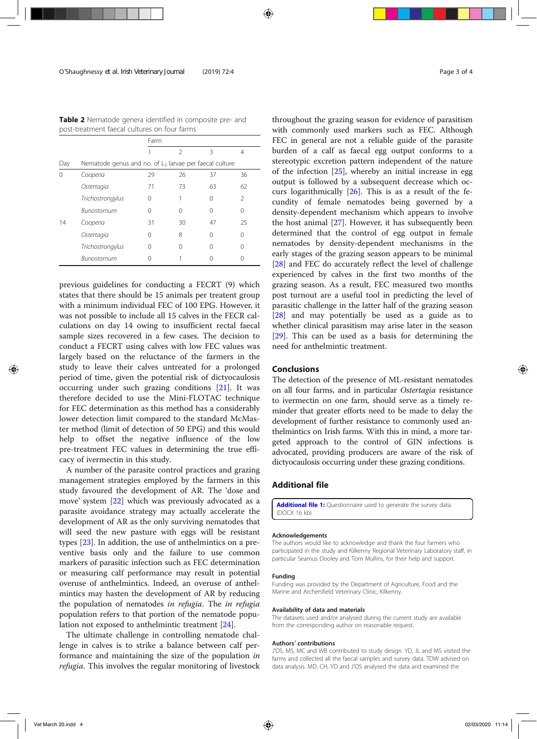**Table 2** Nematode genera identified in composite pre- and post-treatment faecal cultures on four farms

| | | Farm | | | |
|---|---|---|---|---|---|
| | | 1 | 2 | 3 | 4 |
| Day | Nematode genus and no. of $L_3$ larvae per faecal culture | | | | |
| 0 | *Cooperia* | 29 | 26 | 37 | 36 |
| | *Ostertagia* | 71 | 73 | 63 | 62 |
| | *Trichostrongylus* | 0 | 1 | 0 | 2 |
| | *Bunostomum* | 0 | 0 | 0 | 0 |
| 14 | *Cooperia* | 31 | 30 | 47 | 25 |
| | *Ostertagia* | 0 | 8 | 0 | 0 |
| | *Trichostrongylus* | 0 | 0 | 0 | 0 |
| | *Bunostomum* | 0 | 1 | 0 | 0 |

previous guidelines for conducting a FECRT (9) which states that there should be 15 animals per treatent group with a minimum individual FEC of 100 EPG. However, it was not possible to include all 15 calves in the FECR calculations on day 14 owing to insufficient rectal faecal sample sizes recovered in a few cases. The decision to conduct a FECRT using calves with low FEC values was largely based on the reluctance of the farmers in the study to leave their calves untreated for a prolonged period of time, given the potential risk of dictyocaulosis occurring under such grazing conditions [21]. It was therefore decided to use the Mini-FLOTAC technique for FEC determination as this method has a considerably lower detection limit compared to the standard McMaster method (limit of detection of 50 EPG) and this would help to offset the negative influence of the low pre-treatment FEC values in determining the true efficacy of ivermectin in this study.

A number of the parasite control practices and grazing management strategies employed by the farmers in this study favoured the development of AR. The 'dose and move' system [22] which was previously advocated as a parasite avoidance strategy may actually accelerate the development of AR as the only surviving nematodes that will seed the new pasture with eggs will be resistant types [23]. In addition, the use of anthelmintics on a preventive basis only and the failure to use common markers of parasitic infection such as FEC determination or measuring calf performance may result in potential overuse of anthelmintics. Indeed, an overuse of anthelmintics may hasten the development of AR by reducing the population of nematodes *in refugia*. The *in refugia* population refers to that portion of the nematode population not exposed to anthelmintic treatment [24].

The ultimate challenge in controlling nematode challenge in calves is to strike a balance between calf performance and maintaining the size of the population *in refugia*. This involves the regular monitoring of livestock throughout the grazing season for evidence of parasitism with commonly used markers such as FEC. Although FEC in general are not a reliable guide of the parasite burden of a calf as faecal egg output conforms to a stereotypic excretion pattern independent of the nature of the infection [25], whereby an initial increase in egg output is followed by a subsequent decrease which occurs logarithmically [26]. This is as a result of the fecundity of female nematodes being governed by a density-dependent mechanism which appears to involve the host animal [27]. However, it has subsequently been determined that the control of egg output in female nematodes by density-dependent mechanisms in the early stages of the grazing season appears to be minimal [28] and FEC do accurately reflect the level of challenge experienced by calves in the first two months of the grazing season. As a result, FEC measured two months post turnout are a useful tool in predicting the level of parasitic challenge in the latter half of the grazing season [28] and may potentially be used as a guide as to whether clinical parasitism may arise later in the season [29]. This can be used as a basis for determining the need for anthelmintic treatment.

## Conclusions

The detection of the presence of ML-resistant nematodes on all four farms, and in particular *Ostertagia* resistance to ivermectin on one farm, should serve as a timely reminder that greater efforts need to be made to delay the development of further resistance to commonly used anthelmintics on Irish farms. With this in mind, a more targeted approach to the control of GIN infections is advocated, providing producers are aware of the risk of dictyocaulosis occurring under these grazing conditions.

## Additional file

**Additional file 1:** Questionnaire used to generate the survey data. (DOCX 16 kb)

### Acknowledgements

The authors would like to acknowledge and thank the four farmers who participated in the study and Kilkenny Regional Veterinary Laboratory staff, in particular Seamus Dooley and Tom Mullins, for their help and support.

### Funding

Funding was provided by the Department of Agriculture, Food and the Marine and Archersfield Veterinary Clinic, Kilkenny.

### Availability of data and materials

The datasets used and/or analysed during the current study are available from the corresponding author on reasonable request.

### Authors' contributions

J'OS, MS, MC and WB contributed to study design. YD, JL and MS visited the farms and collected all the faecal samples and survey data. TDW advised on data analysis. MD, CH, YD and J'OS analysed the data and examined the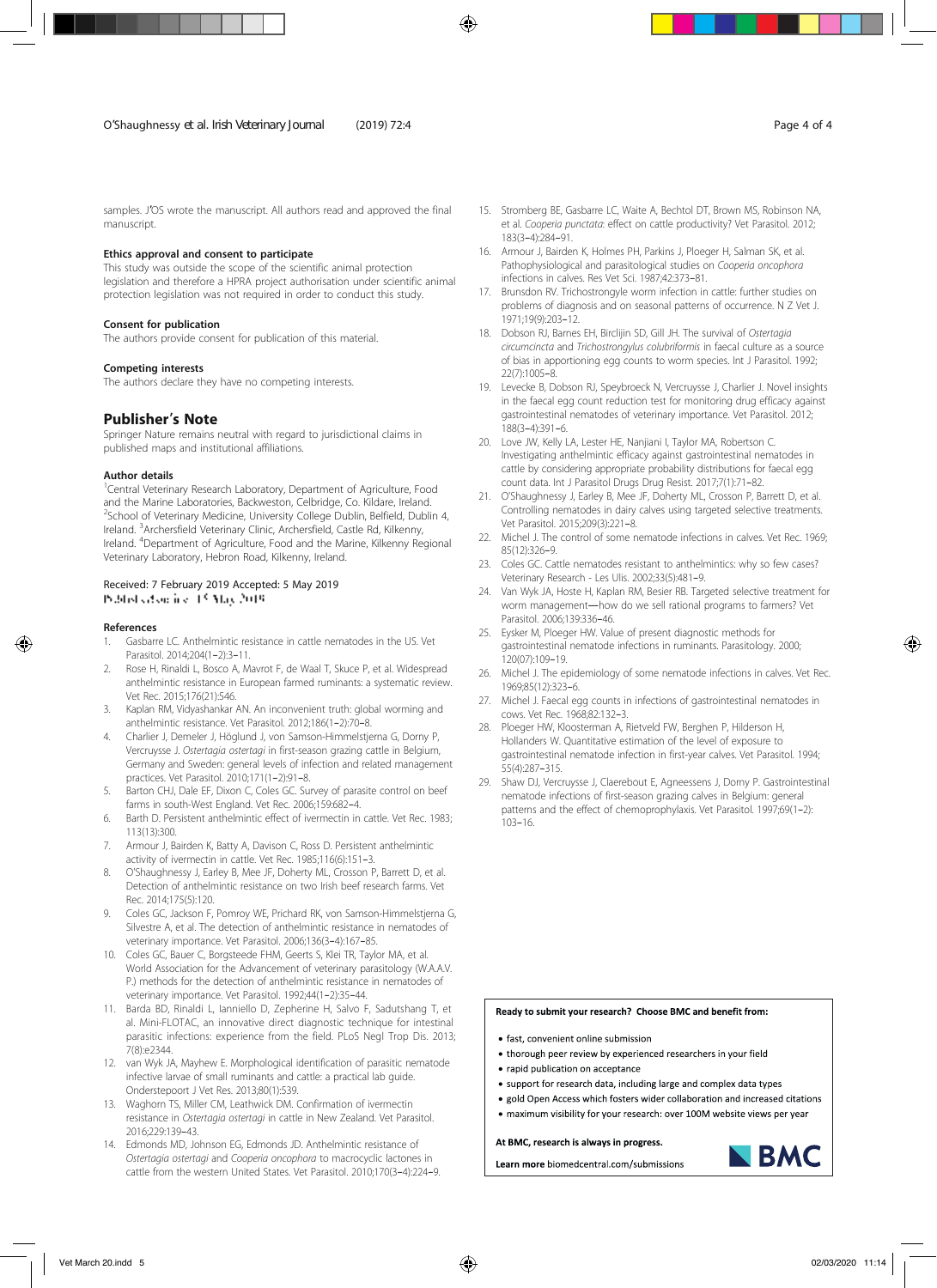samples. J'OS wrote the manuscript. All authors read and approved the final manuscript.

### Ethics approval and consent to participate

This study was outside the scope of the scientific animal protection legislation and therefore a HPRA project authorisation under scientific animal protection legislation was not required in order to conduct this study.

### Consent for publication

The authors provide consent for publication of this material.

### Competing interests

The authors declare they have no competing interests.

## Publisher's Note

Springer Nature remains neutral with regard to jurisdictional claims in published maps and institutional affiliations.

### Author details

[1]Central Veterinary Research Laboratory, Department of Agriculture, Food and the Marine Laboratories, Backweston, Celbridge, Co. Kildare, Ireland. [2]School of Veterinary Medicine, University College Dublin, Belfield, Dublin 4, Ireland. [3]Archersfield Veterinary Clinic, Archersfield, Castle Rd, Kilkenny, Ireland. [4]Department of Agriculture, Food and the Marine, Kilkenny Regional Veterinary Laboratory, Hebron Road, Kilkenny, Ireland.

Received: 7 February 2019 Accepted: 5 May 2019
Published online: 15 May 2019

### References

1. Gasbarre LC. Anthelmintic resistance in cattle nematodes in the US. Vet Parasitol. 2014;204(1–2):3–11.
2. Rose H, Rinaldi L, Bosco A, Mavrot F, de Waal T, Skuce P, et al. Widespread anthelmintic resistance in European farmed ruminants: a systematic review. Vet Rec. 2015;176(21):546.
3. Kaplan RM, Vidyashankar AN. An inconvenient truth: global worming and anthelmintic resistance. Vet Parasitol. 2012;186(1–2):70–8.
4. Charlier J, Demeler J, Höglund J, von Samson-Himmelstjerna G, Dorny P, Vercruysse J. *Ostertagia ostertagi* in first-season grazing cattle in Belgium, Germany and Sweden: general levels of infection and related management practices. Vet Parasitol. 2010;171(1–2):91–8.
5. Barton CHJ, Dale EF, Dixon C, Coles GC. Survey of parasite control on beef farms in south-West England. Vet Rec. 2006;159:682–4.
6. Barth D. Persistent anthelmintic effect of ivermectin in cattle. Vet Rec. 1983;113(13):300.
7. Armour J, Bairden K, Batty A, Davison C, Ross D. Persistent anthelmintic activity of ivermectin in cattle. Vet Rec. 1985;116(6):151–3.
8. O'Shaughnessy J, Earley B, Mee JF, Doherty ML, Crosson P, Barrett D, et al. Detection of anthelmintic resistance on two Irish beef research farms. Vet Rec. 2014;175(5):120.
9. Coles GC, Jackson F, Pomroy WE, Prichard RK, von Samson-Himmelstjerna G, Silvestre A, et al. The detection of anthelmintic resistance in nematodes of veterinary importance. Vet Parasitol. 2006;136(3–4):167–85.
10. Coles GC, Bauer C, Borgsteede FHM, Geerts S, Klei TR, Taylor MA, et al. World Association for the Advancement of veterinary parasitology (W.A.A.V.P.) methods for the detection of anthelmintic resistance in nematodes of veterinary importance. Vet Parasitol. 1992;44(1–2):35–44.
11. Barda BD, Rinaldi L, Ianniello D, Zepherine H, Salvo F, Sadutshang T, et al. Mini-FLOTAC, an innovative direct diagnostic technique for intestinal parasitic infections: experience from the field. PLoS Negl Trop Dis. 2013;7(8):e2344.
12. van Wyk JA, Mayhew E. Morphological identification of parasitic nematode infective larvae of small ruminants and cattle: a practical lab guide. Onderstepoort J Vet Res. 2013;80(1):539.
13. Waghorn TS, Miller CM, Leathwick DM. Confirmation of ivermectin resistance in *Ostertagia ostertagi* in cattle in New Zealand. Vet Parasitol. 2016;229:139–43.
14. Edmonds MD, Johnson EG, Edmonds JD. Anthelmintic resistance of *Ostertagia ostertagi* and *Cooperia oncophora* to macrocyclic lactones in cattle from the western United States. Vet Parasitol. 2010;170(3–4):224–9.
15. Stromberg BE, Gasbarre LC, Waite A, Bechtol DT, Brown MS, Robinson NA, et al. *Cooperia punctata*: effect on cattle productivity? Vet Parasitol. 2012;183(3–4):284–91.
16. Armour J, Bairden K, Holmes PH, Parkins J, Ploeger H, Salman SK, et al. Pathophysiological and parasitological studies on *Cooperia oncophora* infections in calves. Res Vet Sci. 1987;42:373–81.
17. Brunsdon RV. Trichostrongyle worm infection in cattle: further studies on problems of diagnosis and on seasonal patterns of occurrence. N Z Vet J. 1971;19(9):203–12.
18. Dobson RJ, Barnes EH, Birclijin SD, Gill JH. The survival of *Ostertagia circumcincta* and *Trichostrongylus colubriformis* in faecal culture as a source of bias in apportioning egg counts to worm species. Int J Parasitol. 1992;22(7):1005–8.
19. Levecke B, Dobson RJ, Speybroeck N, Vercruysse J, Charlier J. Novel insights in the faecal egg count reduction test for monitoring drug efficacy against gastrointestinal nematodes of veterinary importance. Vet Parasitol. 2012;188(3–4):391–6.
20. Love JW, Kelly LA, Lester HE, Nanjiani I, Taylor MA, Robertson C. Investigating anthelmintic efficacy against gastrointestinal nematodes in cattle by considering appropriate probability distributions for faecal egg count data. Int J Parasitol Drugs Drug Resist. 2017;7(1):71–82.
21. O'Shaughnessy J, Earley B, Mee JF, Doherty ML, Crosson P, Barrett D, et al. Controlling nematodes in dairy calves using targeted selective treatments. Vet Parasitol. 2015;209(3):221–8.
22. Michel J. The control of some nematode infections in calves. Vet Rec. 1969;85(12):326–9.
23. Coles GC. Cattle nematodes resistant to anthelmintics: why so few cases? Veterinary Research - Les Ulis. 2002;33(5):481–9.
24. Van Wyk JA, Hoste H, Kaplan RM, Besier RB. Targeted selective treatment for worm management—how do we sell rational programs to farmers? Vet Parasitol. 2006;139:336–46.
25. Eysker M, Ploeger HW. Value of present diagnostic methods for gastrointestinal nematode infections in ruminants. Parasitology. 2000;120(07):109–19.
26. Michel J. The epidemiology of some nematode infections in calves. Vet Rec. 1969;85(12):323–6.
27. Michel J. Faecal egg counts in infections of gastrointestinal nematodes in cows. Vet Rec. 1968;82:132–3.
28. Ploeger HW, Kloosterman A, Rietveld FW, Berghen P, Hilderson H, Hollanders W. Quantitative estimation of the level of exposure to gastrointestinal nematode infection in first-year calves. Vet Parasitol. 1994;55(4):287–315.
29. Shaw DJ, Vercruysse J, Claerebout E, Agneessens J, Dorny P. Gastrointestinal nematode infections of first-season grazing calves in Belgium: general patterns and the effect of chemoprophylaxis. Vet Parasitol. 1997;69(1–2):103–16.